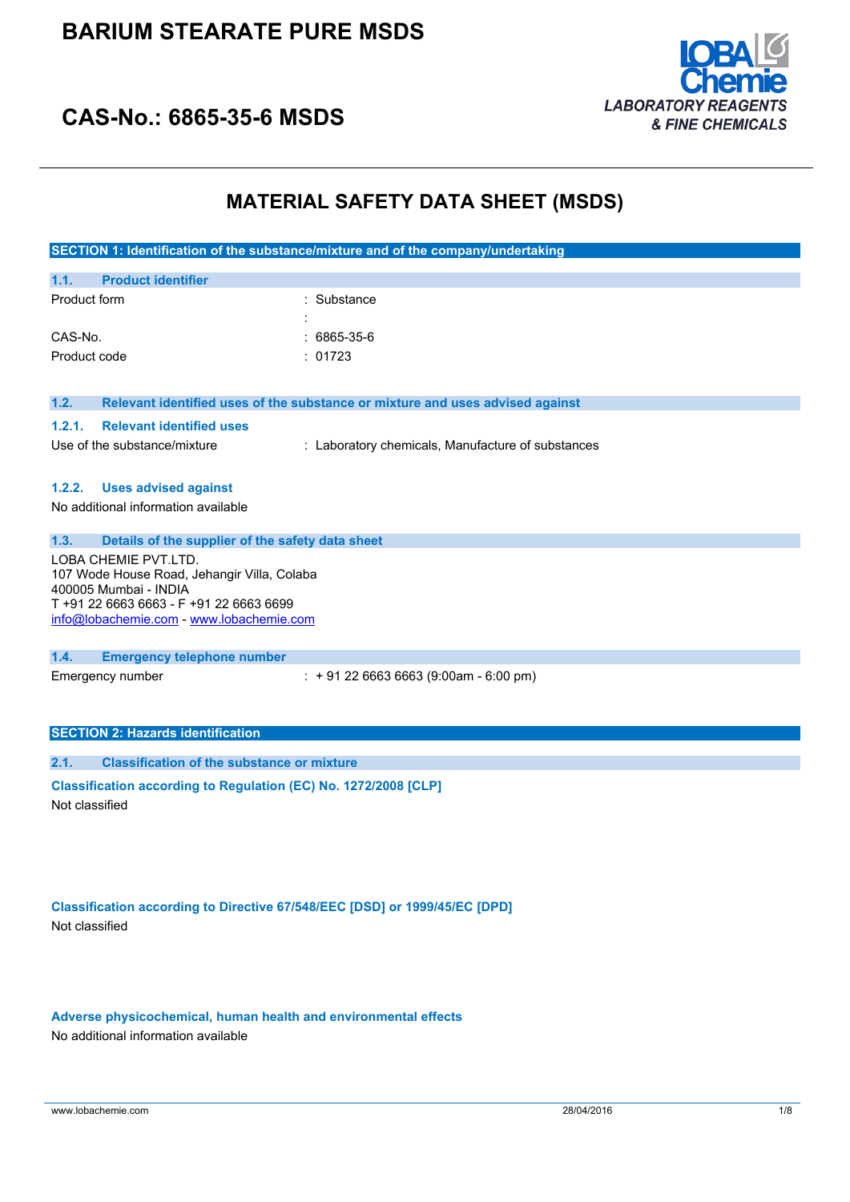# BARIUM STEARATE PURE MSDS

## CAS-No.: 6865-35-6 MSDS

LOBA Chemie
LABORATORY REAGENTS & FINE CHEMICALS

# MATERIAL SAFETY DATA SHEET (MSDS)

## SECTION 1: Identification of the substance/mixture and of the company/undertaking

### 1.1. Product identifier

| | |
|---|---|
| Product form | : Substance |
| | : |
| CAS-No. | : 6865-35-6 |
| Product code | : 01723 |

### 1.2. Relevant identified uses of the substance or mixture and uses advised against

#### 1.2.1. Relevant identified uses

| | |
|---|---|
| Use of the substance/mixture | : Laboratory chemicals, Manufacture of substances |

#### 1.2.2. Uses advised against

No additional information available

### 1.3. Details of the supplier of the safety data sheet

LOBA CHEMIE PVT.LTD.
107 Wode House Road, Jehangir Villa, Colaba
400005 Mumbai - INDIA
T +91 22 6663 6663 - F +91 22 6663 6699
info@lobachemie.com - www.lobachemie.com

### 1.4. Emergency telephone number

| | |
|---|---|
| Emergency number | : + 91 22 6663 6663 (9:00am - 6:00 pm) |

## SECTION 2: Hazards identification

### 2.1. Classification of the substance or mixture

**Classification according to Regulation (EC) No. 1272/2008 [CLP]**

Not classified

**Classification according to Directive 67/548/EEC [DSD] or 1999/45/EC [DPD]**

Not classified

**Adverse physicochemical, human health and environmental effects**

No additional information available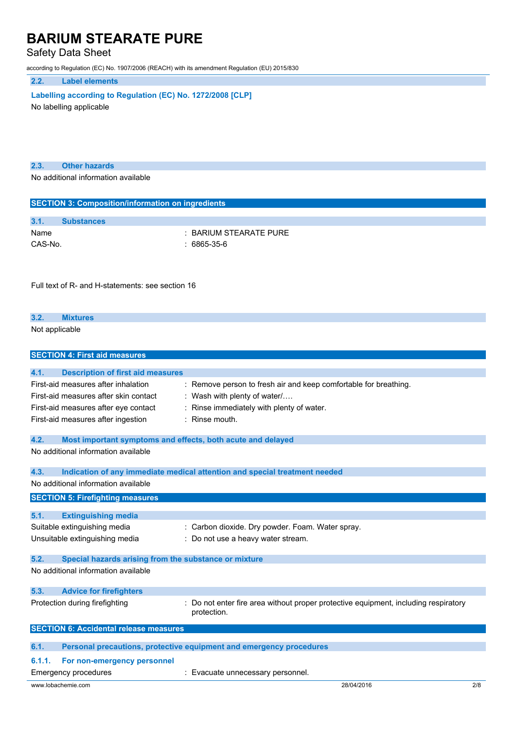### 2.2. Label elements

**Labelling according to Regulation (EC) No. 1272/2008 [CLP]**

No labelling applicable

### 2.3. Other hazards

No additional information available

## SECTION 3: Composition/information on ingredients

### 3.1. Substances

| | |
|---|---|
| Name | : BARIUM STEARATE PURE |
| CAS-No. | : 6865-35-6 |

Full text of R- and H-statements: see section 16

### 3.2. Mixtures

Not applicable

## SECTION 4: First aid measures

### 4.1. Description of first aid measures

| | |
|---|---|
| First-aid measures after inhalation | : Remove person to fresh air and keep comfortable for breathing. |
| First-aid measures after skin contact | : Wash with plenty of water/…. |
| First-aid measures after eye contact | : Rinse immediately with plenty of water. |
| First-aid measures after ingestion | : Rinse mouth. |

### 4.2. Most important symptoms and effects, both acute and delayed

No additional information available

### 4.3. Indication of any immediate medical attention and special treatment needed

No additional information available

## SECTION 5: Firefighting measures

### 5.1. Extinguishing media

| | |
|---|---|
| Suitable extinguishing media | : Carbon dioxide. Dry powder. Foam. Water spray. |
| Unsuitable extinguishing media | : Do not use a heavy water stream. |

### 5.2. Special hazards arising from the substance or mixture

No additional information available

### 5.3. Advice for firefighters

| | |
|---|---|
| Protection during firefighting | : Do not enter fire area without proper protective equipment, including respiratory protection. |

## SECTION 6: Accidental release measures

### 6.1. Personal precautions, protective equipment and emergency procedures

#### 6.1.1. For non-emergency personnel

| | |
|---|---|
| Emergency procedures | : Evacuate unnecessary personnel. |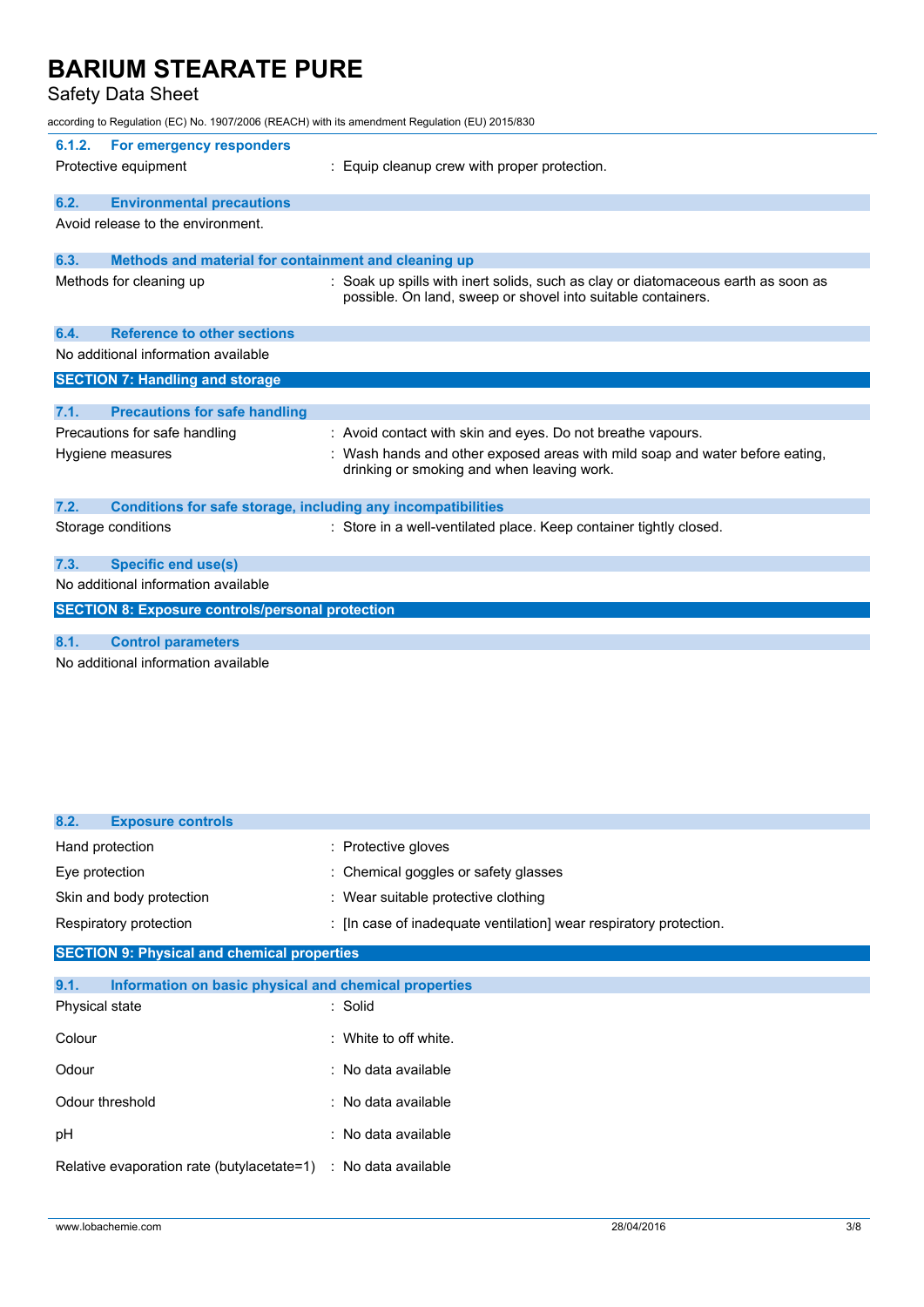#### 6.1.2. For emergency responders

| | |
|---|---|
| Protective equipment | : Equip cleanup crew with proper protection. |

### 6.2. Environmental precautions

Avoid release to the environment.

### 6.3. Methods and material for containment and cleaning up

| | |
|---|---|
| Methods for cleaning up | : Soak up spills with inert solids, such as clay or diatomaceous earth as soon as possible. On land, sweep or shovel into suitable containers. |

### 6.4. Reference to other sections

No additional information available

## SECTION 7: Handling and storage

### 7.1. Precautions for safe handling

| | |
|---|---|
| Precautions for safe handling | : Avoid contact with skin and eyes. Do not breathe vapours. |
| Hygiene measures | : Wash hands and other exposed areas with mild soap and water before eating, drinking or smoking and when leaving work. |

### 7.2. Conditions for safe storage, including any incompatibilities

| | |
|---|---|
| Storage conditions | : Store in a well-ventilated place. Keep container tightly closed. |

### 7.3. Specific end use(s)

No additional information available

## SECTION 8: Exposure controls/personal protection

### 8.1. Control parameters

No additional information available

### 8.2. Exposure controls

| | |
|---|---|
| Hand protection | : Protective gloves |
| Eye protection | : Chemical goggles or safety glasses |
| Skin and body protection | : Wear suitable protective clothing |
| Respiratory protection | : [In case of inadequate ventilation] wear respiratory protection. |

## SECTION 9: Physical and chemical properties

### 9.1. Information on basic physical and chemical properties

| | |
|---|---|
| Physical state | : Solid |
| Colour | : White to off white. |
| Odour | : No data available |
| Odour threshold | : No data available |
| pH | : No data available |
| Relative evaporation rate (butylacetate=1) | : No data available |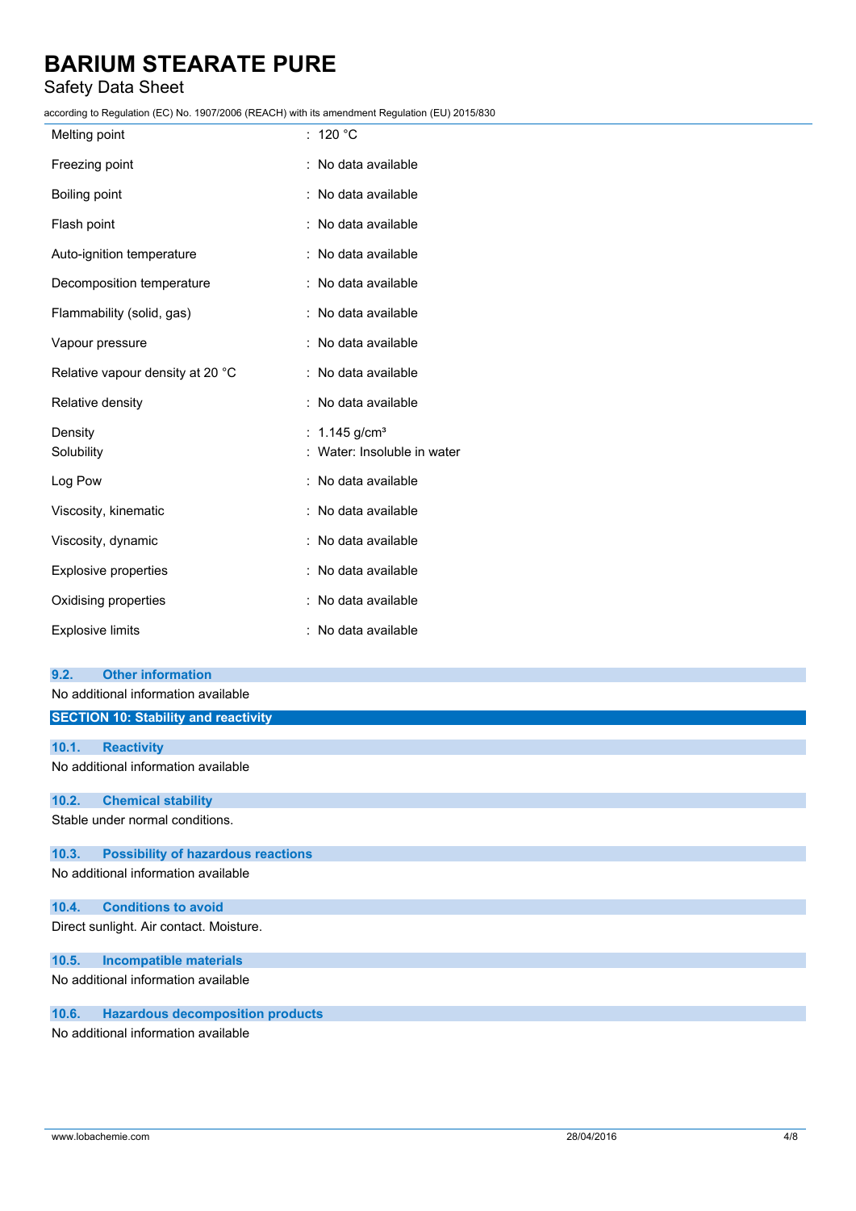| | |
|---|---|
| Melting point | : 120 °C |
| Freezing point | : No data available |
| Boiling point | : No data available |
| Flash point | : No data available |
| Auto-ignition temperature | : No data available |
| Decomposition temperature | : No data available |
| Flammability (solid, gas) | : No data available |
| Vapour pressure | : No data available |
| Relative vapour density at 20 °C | : No data available |
| Relative density | : No data available |
| Density | : 1.145 g/cm³ |
| Solubility | : Water: Insoluble in water |
| Log Pow | : No data available |
| Viscosity, kinematic | : No data available |
| Viscosity, dynamic | : No data available |
| Explosive properties | : No data available |
| Oxidising properties | : No data available |
| Explosive limits | : No data available |

### 9.2. Other information

No additional information available

## SECTION 10: Stability and reactivity

### 10.1. Reactivity

No additional information available

### 10.2. Chemical stability

Stable under normal conditions.

### 10.3. Possibility of hazardous reactions

No additional information available

### 10.4. Conditions to avoid

Direct sunlight. Air contact. Moisture.

### 10.5. Incompatible materials

No additional information available

### 10.6. Hazardous decomposition products

No additional information available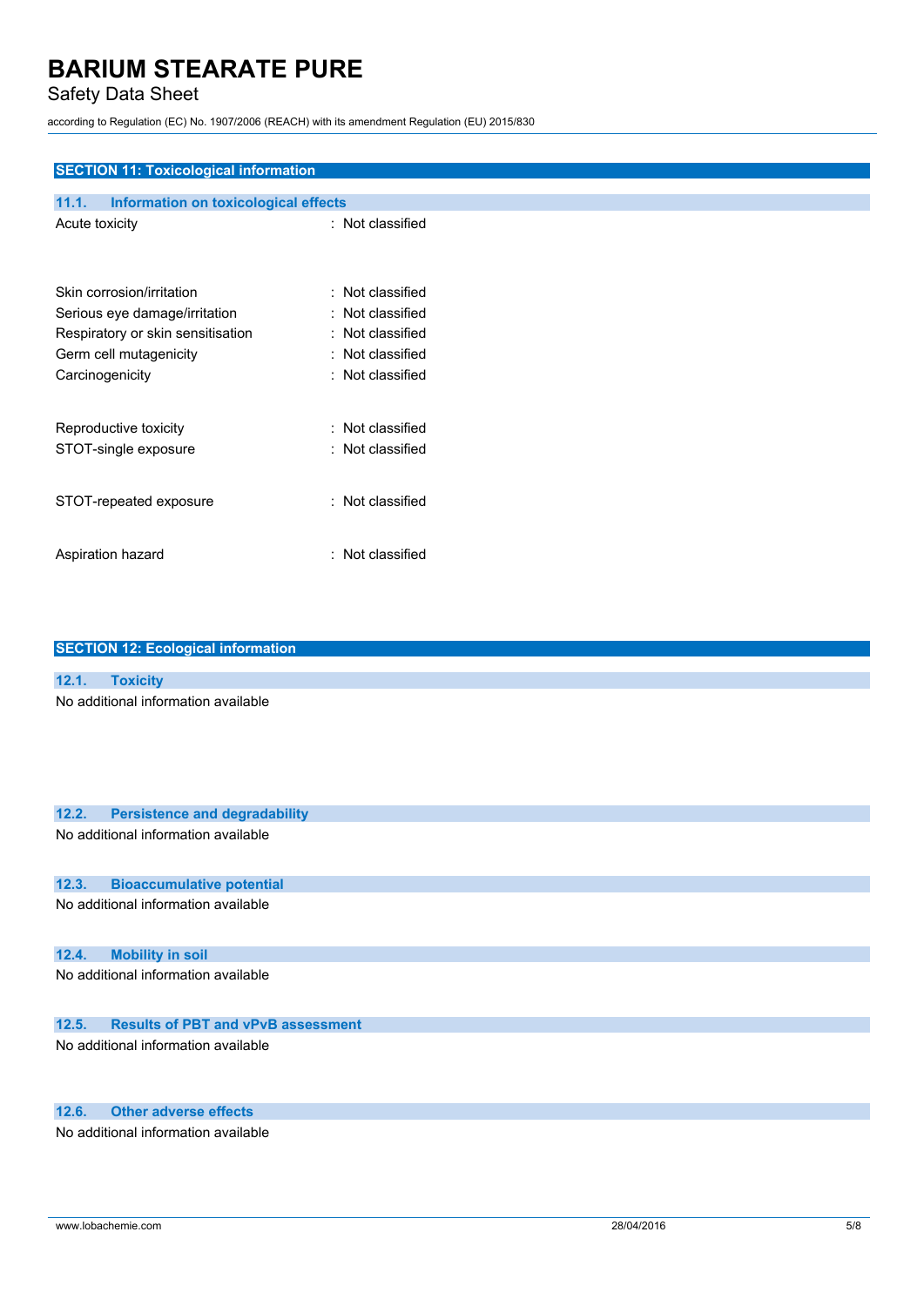## SECTION 11: Toxicological information

### 11.1. Information on toxicological effects

| | |
|---|---|
| Acute toxicity | : Not classified |
| Skin corrosion/irritation | : Not classified |
| Serious eye damage/irritation | : Not classified |
| Respiratory or skin sensitisation | : Not classified |
| Germ cell mutagenicity | : Not classified |
| Carcinogenicity | : Not classified |
| Reproductive toxicity | : Not classified |
| STOT-single exposure | : Not classified |
| STOT-repeated exposure | : Not classified |
| Aspiration hazard | : Not classified |

## SECTION 12: Ecological information

### 12.1. Toxicity

No additional information available

### 12.2. Persistence and degradability

No additional information available

### 12.3. Bioaccumulative potential

No additional information available

### 12.4. Mobility in soil

No additional information available

### 12.5. Results of PBT and vPvB assessment

No additional information available

### 12.6. Other adverse effects

No additional information available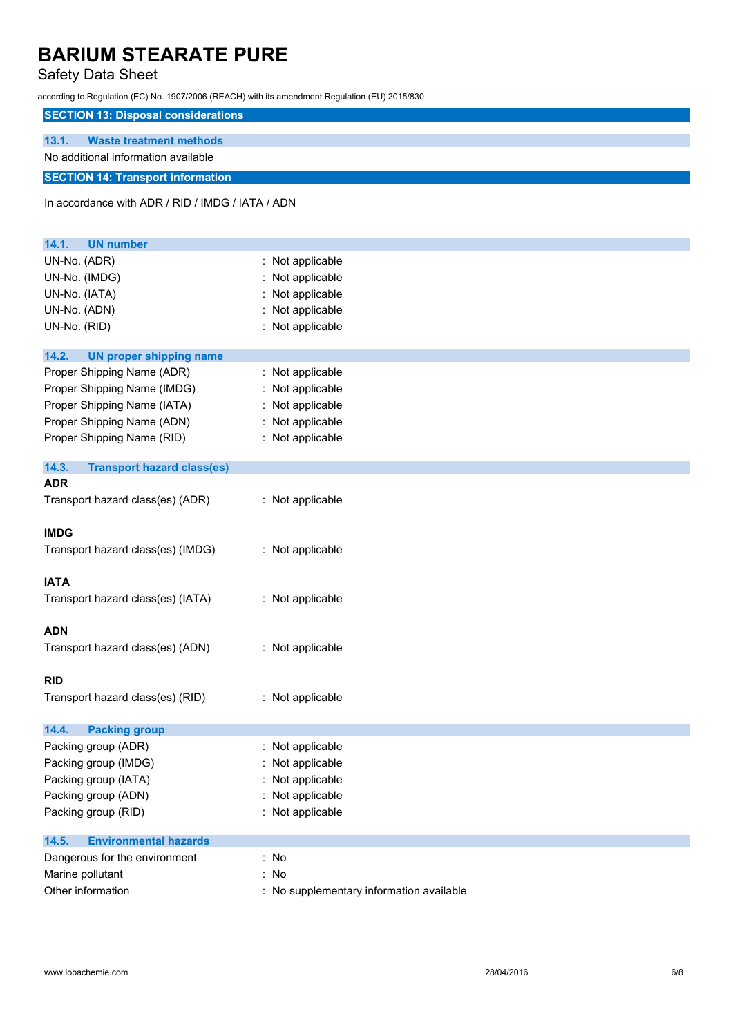## SECTION 13: Disposal considerations

### 13.1. Waste treatment methods

No additional information available

## SECTION 14: Transport information

In accordance with ADR / RID / IMDG / IATA / ADN

### 14.1. UN number

| | |
|---|---|
| UN-No. (ADR) | : Not applicable |
| UN-No. (IMDG) | : Not applicable |
| UN-No. (IATA) | : Not applicable |
| UN-No. (ADN) | : Not applicable |
| UN-No. (RID) | : Not applicable |

### 14.2. UN proper shipping name

| | |
|---|---|
| Proper Shipping Name (ADR) | : Not applicable |
| Proper Shipping Name (IMDG) | : Not applicable |
| Proper Shipping Name (IATA) | : Not applicable |
| Proper Shipping Name (ADN) | : Not applicable |
| Proper Shipping Name (RID) | : Not applicable |

### 14.3. Transport hazard class(es)

**ADR**

Transport hazard class(es) (ADR) : Not applicable

**IMDG**

Transport hazard class(es) (IMDG) : Not applicable

**IATA**

Transport hazard class(es) (IATA) : Not applicable

**ADN**

Transport hazard class(es) (ADN) : Not applicable

**RID**

Transport hazard class(es) (RID) : Not applicable

### 14.4. Packing group

| | |
|---|---|
| Packing group (ADR) | : Not applicable |
| Packing group (IMDG) | : Not applicable |
| Packing group (IATA) | : Not applicable |
| Packing group (ADN) | : Not applicable |
| Packing group (RID) | : Not applicable |

### 14.5. Environmental hazards

| | |
|---|---|
| Dangerous for the environment | : No |
| Marine pollutant | : No |
| Other information | : No supplementary information available |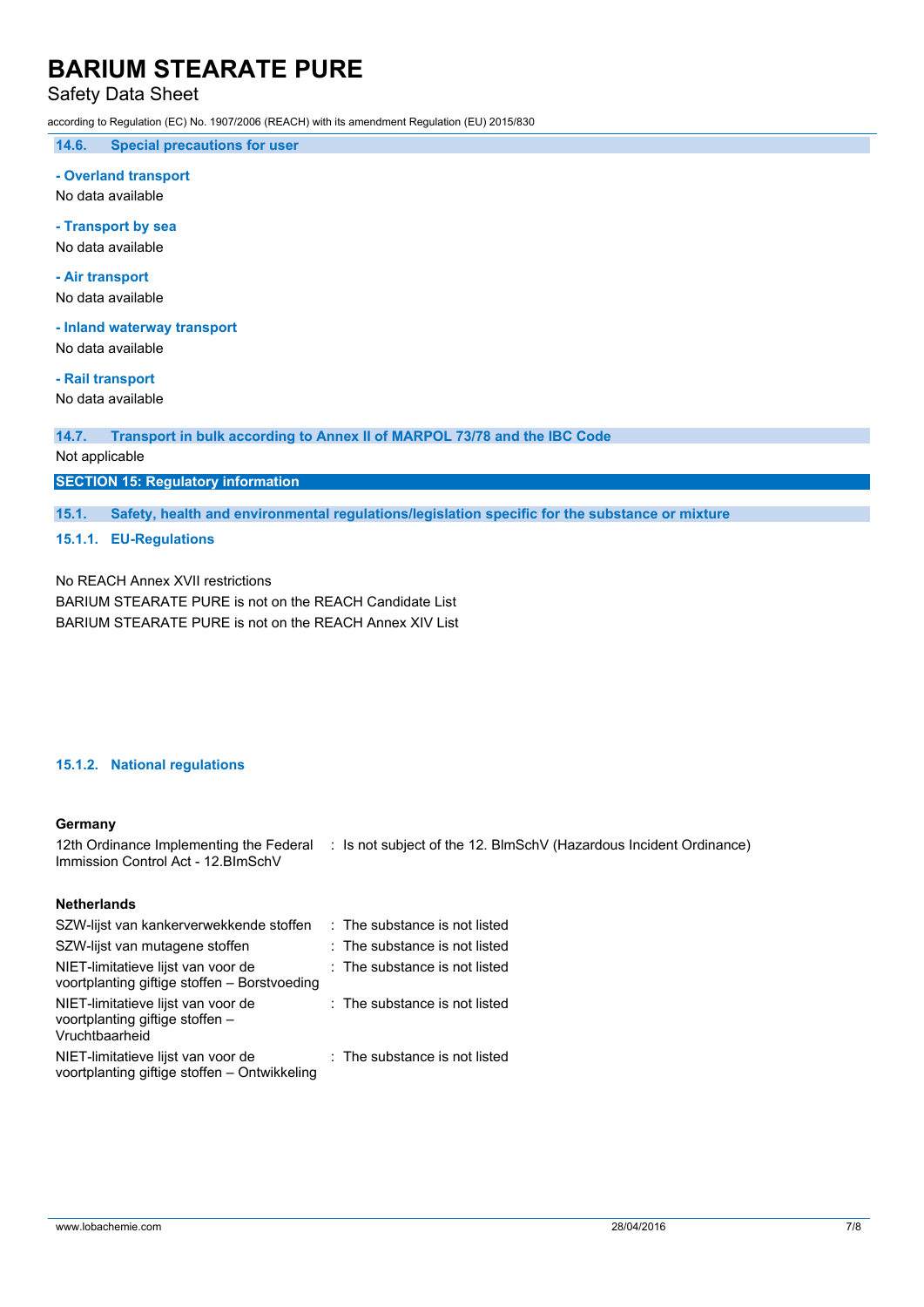### 14.6. Special precautions for user

**- Overland transport**

No data available

**- Transport by sea**

No data available

**- Air transport**

No data available

**- Inland waterway transport**

No data available

**- Rail transport**

No data available

### 14.7. Transport in bulk according to Annex II of MARPOL 73/78 and the IBC Code

Not applicable

## SECTION 15: Regulatory information

### 15.1. Safety, health and environmental regulations/legislation specific for the substance or mixture

#### 15.1.1. EU-Regulations

No REACH Annex XVII restrictions

BARIUM STEARATE PURE is not on the REACH Candidate List

BARIUM STEARATE PURE is not on the REACH Annex XIV List

#### 15.1.2. National regulations

**Germany**

| | |
|---|---|
| 12th Ordinance Implementing the Federal Immission Control Act - 12.BImSchV | : Is not subject of the 12. BlmSchV (Hazardous Incident Ordinance) |

**Netherlands**

| | |
|---|---|
| SZW-lijst van kankerverwekkende stoffen | : The substance is not listed |
| SZW-lijst van mutagene stoffen | : The substance is not listed |
| NIET-limitatieve lijst van voor de voortplanting giftige stoffen – Borstvoeding | : The substance is not listed |
| NIET-limitatieve lijst van voor de voortplanting giftige stoffen – Vruchtbaarheid | : The substance is not listed |
| NIET-limitatieve lijst van voor de voortplanting giftige stoffen – Ontwikkeling | : The substance is not listed |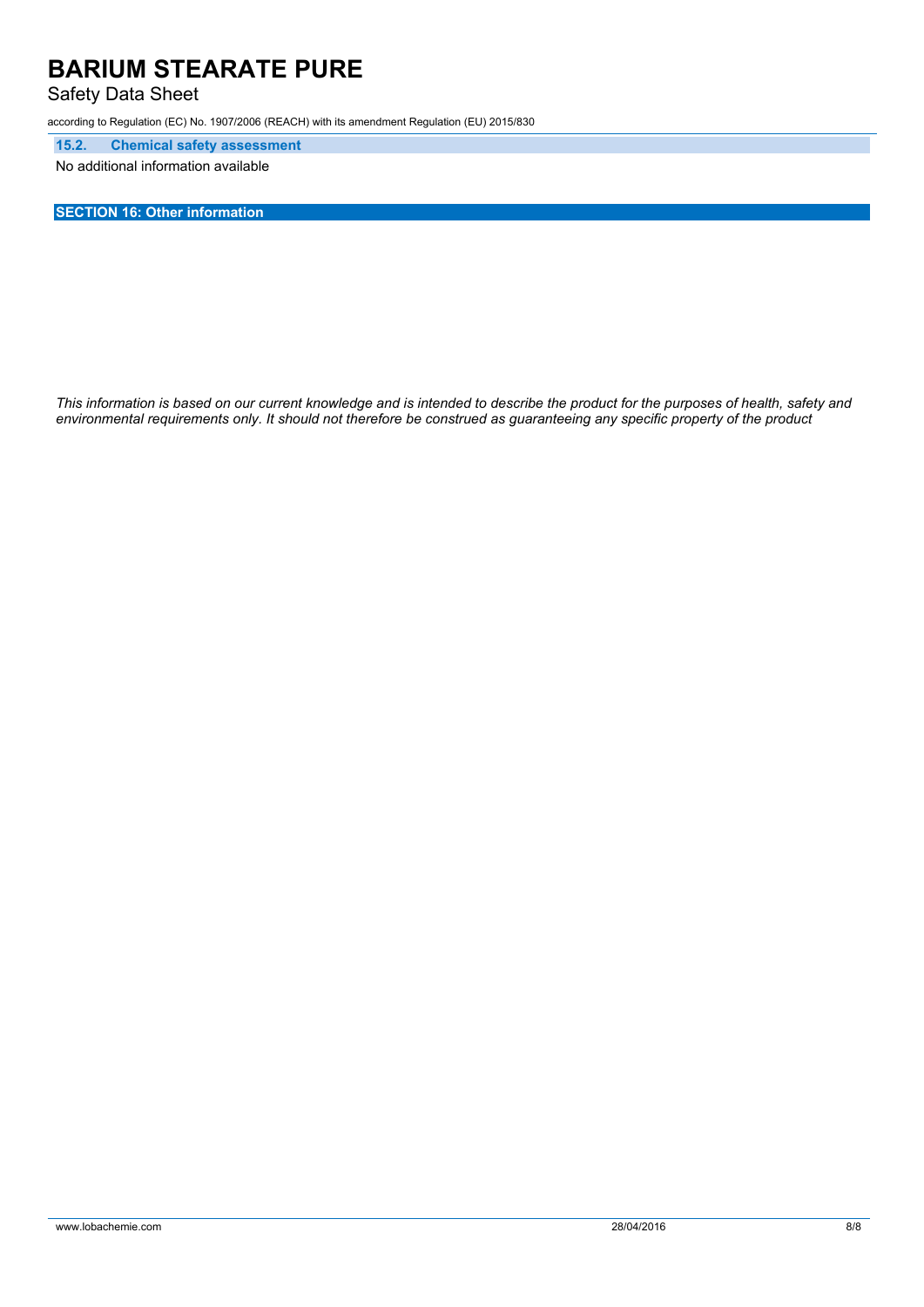### 15.2. Chemical safety assessment

No additional information available

## SECTION 16: Other information

*This information is based on our current knowledge and is intended to describe the product for the purposes of health, safety and environmental requirements only. It should not therefore be construed as guaranteeing any specific property of the product*